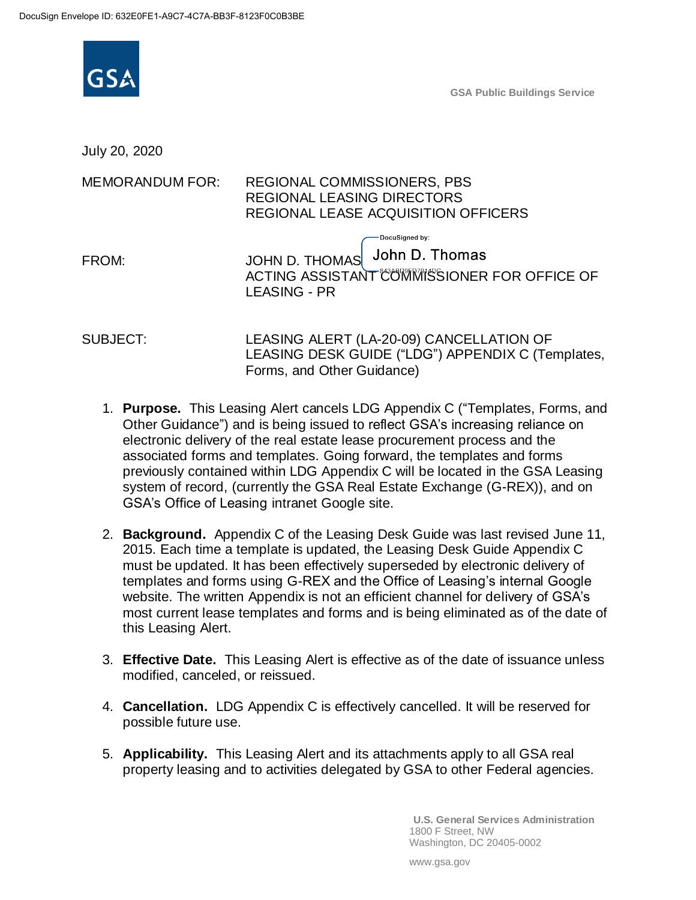DocuSign Envelope ID: 632E0FE1-A9C7-4C7A-BB3F-8123F0C0B3BE

GSA Public Buildings Service

July 20, 2020

MEMORANDUM FOR: REGIONAL COMMISSIONERS, PBS
REGIONAL LEASING DIRECTORS
REGIONAL LEASE ACQUISITION OFFICERS

FROM: JOHN D. THOMAS
ACTING ASSISTANT COMMISSIONER FOR OFFICE OF LEASING - PR

DocuSigned by: John D. Thomas

SUBJECT: LEASING ALERT (LA-20-09) CANCELLATION OF LEASING DESK GUIDE ("LDG") APPENDIX C (Templates, Forms, and Other Guidance)

1. **Purpose.** This Leasing Alert cancels LDG Appendix C ("Templates, Forms, and Other Guidance") and is being issued to reflect GSA's increasing reliance on electronic delivery of the real estate lease procurement process and the associated forms and templates. Going forward, the templates and forms previously contained within LDG Appendix C will be located in the GSA Leasing system of record, (currently the GSA Real Estate Exchange (G-REX)), and on GSA's Office of Leasing intranet Google site.

2. **Background.** Appendix C of the Leasing Desk Guide was last revised June 11, 2015. Each time a template is updated, the Leasing Desk Guide Appendix C must be updated. It has been effectively superseded by electronic delivery of templates and forms using G-REX and the Office of Leasing's internal Google website. The written Appendix is not an efficient channel for delivery of GSA's most current lease templates and forms and is being eliminated as of the date of this Leasing Alert.

3. **Effective Date.** This Leasing Alert is effective as of the date of issuance unless modified, canceled, or reissued.

4. **Cancellation.** LDG Appendix C is effectively cancelled. It will be reserved for possible future use.

5. **Applicability.** This Leasing Alert and its attachments apply to all GSA real property leasing and to activities delegated by GSA to other Federal agencies.

U.S. General Services Administration
1800 F Street, NW
Washington, DC 20405-0002

www.gsa.gov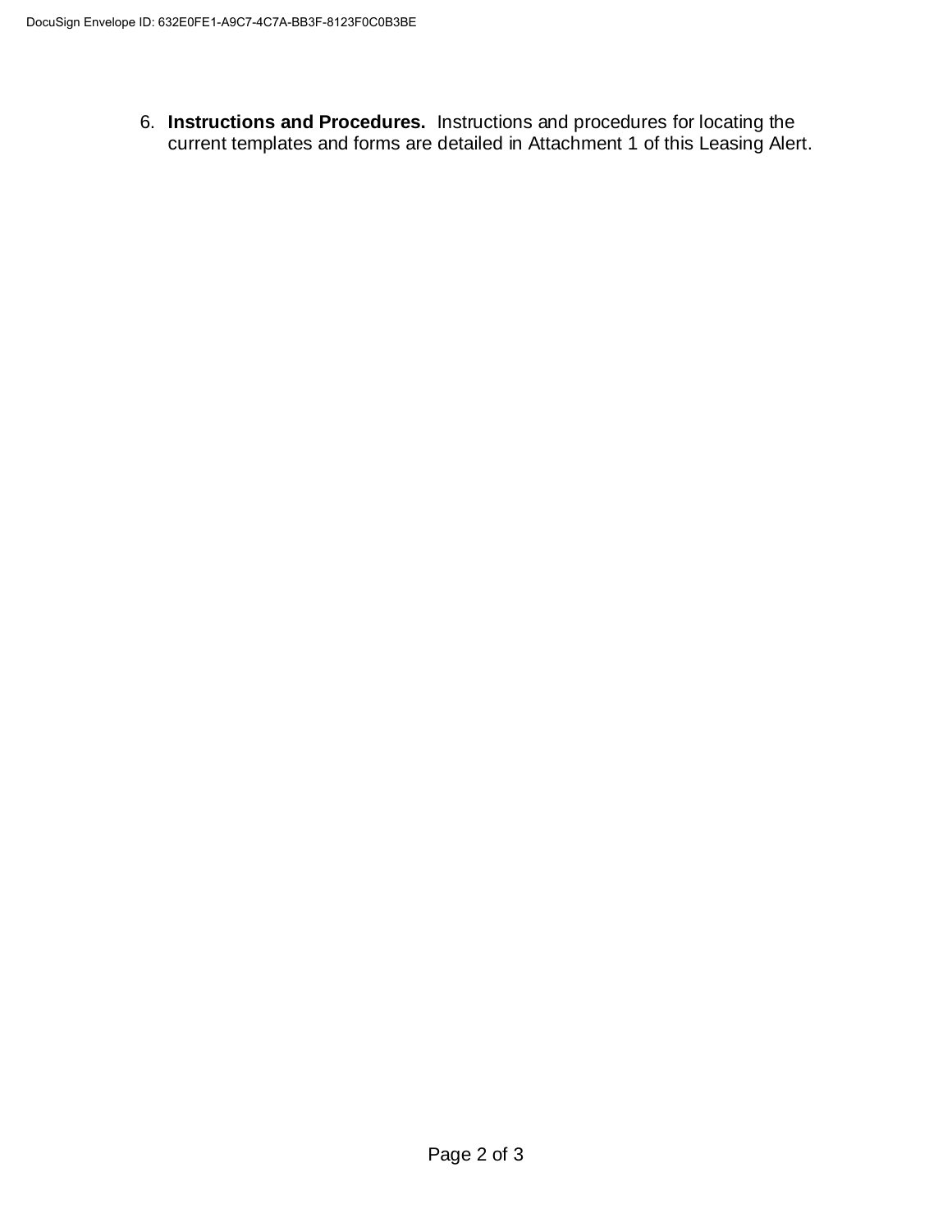6. **Instructions and Procedures.** Instructions and procedures for locating the current templates and forms are detailed in Attachment 1 of this Leasing Alert.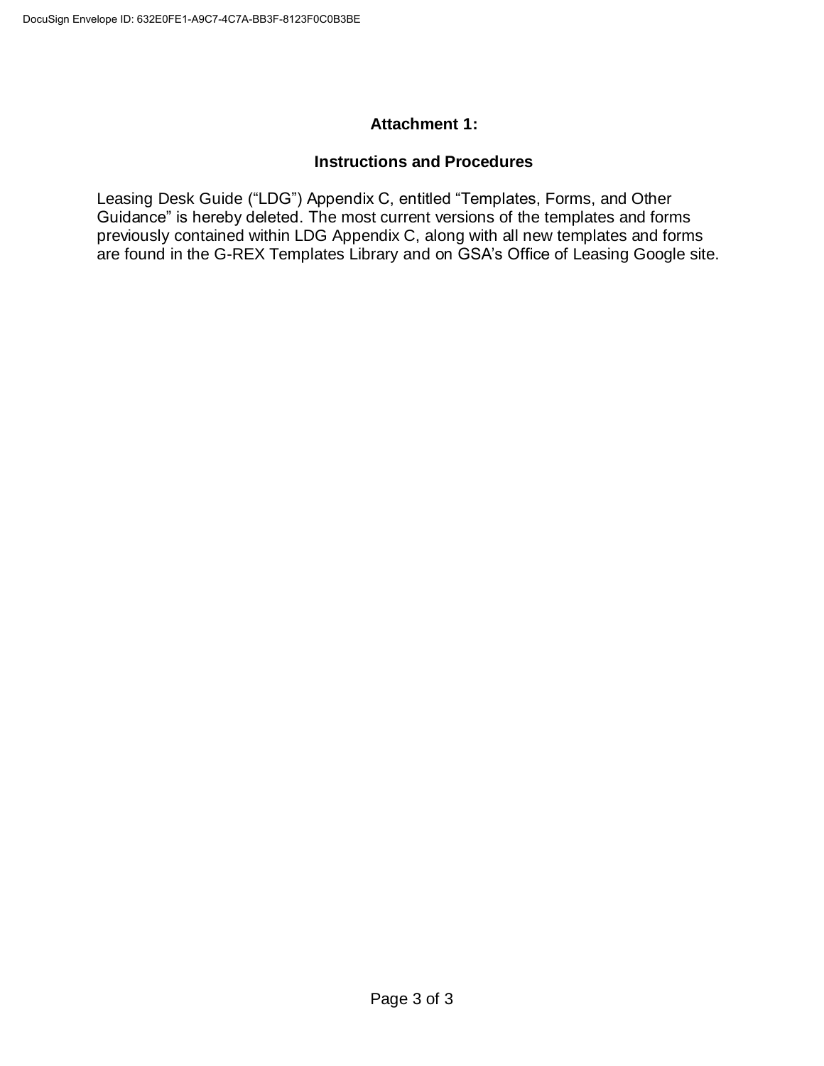## Attachment 1:

## Instructions and Procedures

Leasing Desk Guide ("LDG") Appendix C, entitled "Templates, Forms, and Other Guidance" is hereby deleted. The most current versions of the templates and forms previously contained within LDG Appendix C, along with all new templates and forms are found in the G-REX Templates Library and on GSA's Office of Leasing Google site.